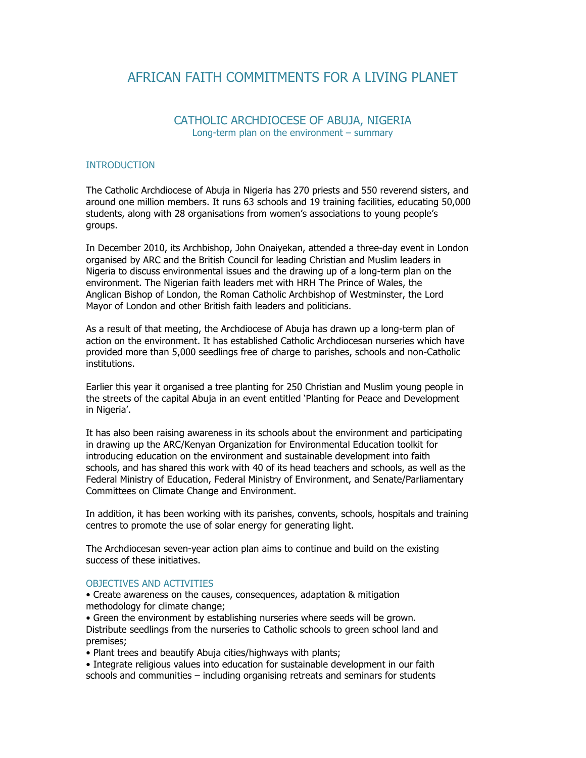# AFRICAN FAITH COMMITMENTS FOR A LIVING PLANET

## CATHOLIC ARCHDIOCESE OF ABUJA, NIGERIA

Long-term plan on the environment – summary

### INTRODUCTION

The Catholic Archdiocese of Abuja in Nigeria has 270 priests and 550 reverend sisters, and around one million members. It runs 63 schools and 19 training facilities, educating 50,000 students, along with 28 organisations from women's associations to young people's groups.

In December 2010, its Archbishop, John Onaiyekan, attended a three-day event in London organised by ARC and the British Council for leading Christian and Muslim leaders in Nigeria to discuss environmental issues and the drawing up of a long-term plan on the environment. The Nigerian faith leaders met with HRH The Prince of Wales, the Anglican Bishop of London, the Roman Catholic Archbishop of Westminster, the Lord Mayor of London and other British faith leaders and politicians.

As a result of that meeting, the Archdiocese of Abuja has drawn up a long-term plan of action on the environment. It has established Catholic Archdiocesan nurseries which have provided more than 5,000 seedlings free of charge to parishes, schools and non-Catholic institutions.

Earlier this year it organised a tree planting for 250 Christian and Muslim young people in the streets of the capital Abuja in an event entitled 'Planting for Peace and Development in Nigeria'.

It has also been raising awareness in its schools about the environment and participating in drawing up the ARC/Kenyan Organization for Environmental Education toolkit for introducing education on the environment and sustainable development into faith schools, and has shared this work with 40 of its head teachers and schools, as well as the Federal Ministry of Education, Federal Ministry of Environment, and Senate/Parliamentary Committees on Climate Change and Environment.

In addition, it has been working with its parishes, convents, schools, hospitals and training centres to promote the use of solar energy for generating light.

The Archdiocesan seven-year action plan aims to continue and build on the existing success of these initiatives.

### OBJECTIVES AND ACTIVITIES

- Create awareness on the causes, consequences, adaptation & mitigation methodology for climate change;
- Green the environment by establishing nurseries where seeds will be grown. Distribute seedlings from the nurseries to Catholic schools to green school land and premises;
- Plant trees and beautify Abuja cities/highways with plants;
- Integrate religious values into education for sustainable development in our faith schools and communities – including organising retreats and seminars for students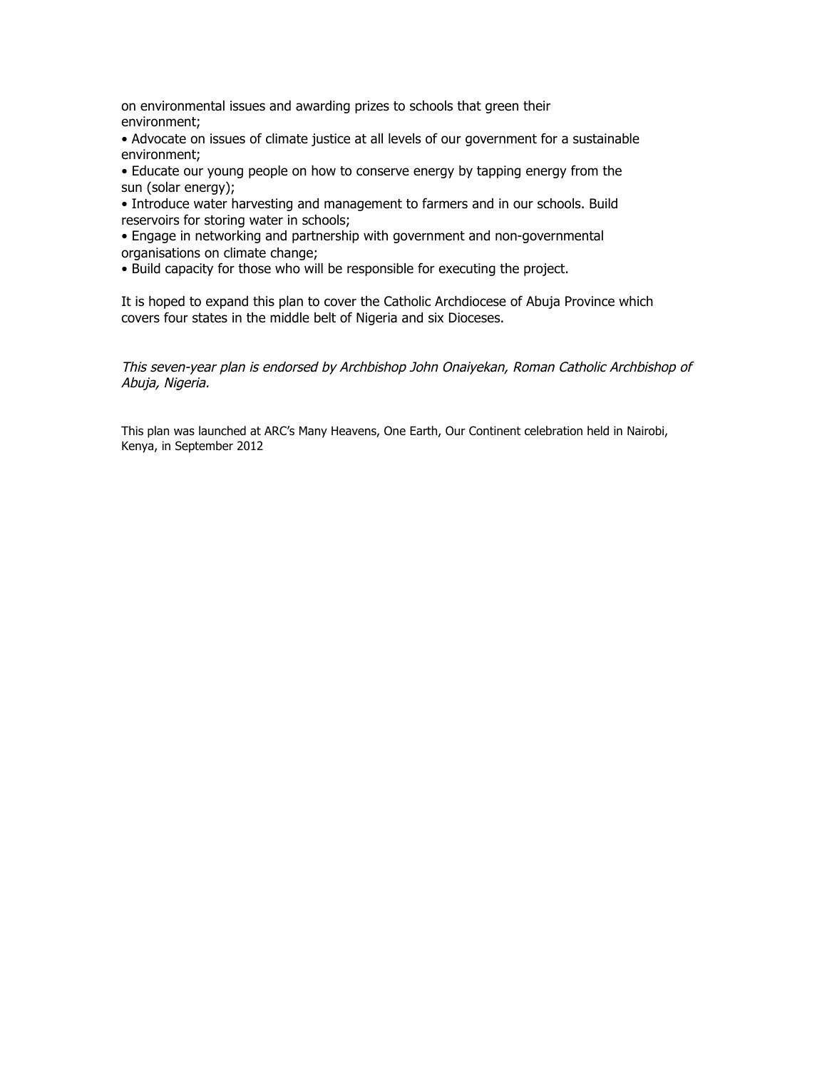on environmental issues and awarding prizes to schools that green their environment;

- Advocate on issues of climate justice at all levels of our government for a sustainable environment;
- Educate our young people on how to conserve energy by tapping energy from the sun (solar energy);
- Introduce water harvesting and management to farmers and in our schools. Build reservoirs for storing water in schools;
- Engage in networking and partnership with government and non-governmental organisations on climate change;
- Build capacity for those who will be responsible for executing the project.

It is hoped to expand this plan to cover the Catholic Archdiocese of Abuja Province which covers four states in the middle belt of Nigeria and six Dioceses.

*This seven-year plan is endorsed by Archbishop John Onaiyekan, Roman Catholic Archbishop of Abuja, Nigeria.*

This plan was launched at ARC's Many Heavens, One Earth, Our Continent celebration held in Nairobi, Kenya, in September 2012